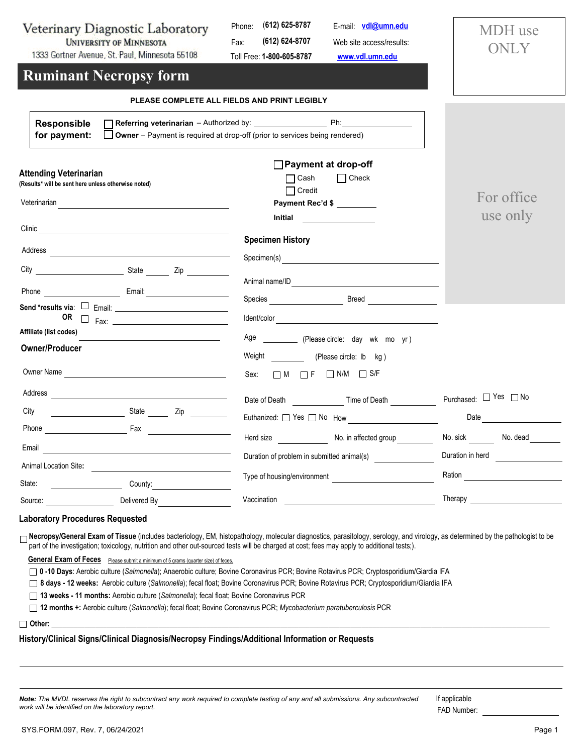Veterinary Diagnostic Laboratory
UNIVERSITY OF MINNESOTA
1333 Gortner Avenue, St. Paul, Minnesota 55108

Phone: (612) 625-8787
Fax: (612) 624-8707
Toll Free: 1-800-605-8787

E-mail: vdl@umn.edu
Web site access/results:
www.vdl.umn.edu

MDH use ONLY

# Ruminant Necropsy form

**PLEASE COMPLETE ALL FIELDS AND PRINT LEGIBLY**

**Responsible for payment:**
☐ **Referring veterinarian** – Authorized by: ________________ Ph: ________________
☐ **Owner** – Payment is required at drop-off (prior to services being rendered)

For office use only

## Attending Veterinarian
**(Results* will be sent here unless otherwise noted)**

Veterinarian ______________________________

Clinic ______________________________

Address ______________________________

City ______________ State ______ Zip ______

Phone ______________ Email: ______________

**Send *results via:** ☐ Email: ______________
**OR** ☐ Fax: ______________

**Affiliate (list codes)** ______________________________

## Owner/Producer

Owner Name ______________________________

Address ______________________________

City ______________ State ______ Zip ______

Phone ______________ Fax ______________

Email ______________________________

Animal Location Site: ______________________________

State: ______________ County: ______________

Source: ______________ Delivered By ______________

☐ **Payment at drop-off**
☐ Cash ☐ Check
☐ Credit
**Payment Rec'd $** __________
**Initial** __________

## Specimen History

Specimen(s) ______________________________

Animal name/ID ______________________________

Species ______________ Breed ______________

Ident/color ______________________________

Age ________ (Please circle: day wk mo yr )

Weight ________ (Please circle: lb kg )

Sex: ☐ M ☐ F ☐ N/M ☐ S/F

Date of Death ______________ Time of Death ______________

Purchased: ☐ Yes ☐ No

Euthanized: ☐ Yes ☐ No How ______________

Date ______________

Herd size ______________ No. in affected group ______________

No. sick ________ No. dead ________

Duration of problem in submitted animal(s) ______________

Duration in herd ______________

Type of housing/environment ______________

Ration ______________

Vaccination ______________

Therapy ______________

## Laboratory Procedures Requested

☐ **Necropsy/General Exam of Tissue** (includes bacteriology, EM, histopathology, molecular diagnostics, parasitology, serology, and virology, as determined by the pathologist to be part of the investigation; toxicology, nutrition and other out-sourced tests will be charged at cost; fees may apply to additional tests;).

**General Exam of Feces** Please submit a minimum of 5 grams (quarter size) of feces.

- ☐ **0 -10 Days**: Aerobic culture (*Salmonella*); Anaerobic culture; Bovine Coronavirus PCR; Bovine Rotavirus PCR; Cryptosporidium/Giardia IFA
- ☐ **8 days - 12 weeks:** Aerobic culture (*Salmonella*); fecal float; Bovine Coronavirus PCR; Bovine Rotavirus PCR; Cryptosporidium/Giardia IFA
- ☐ **13 weeks - 11 months:** Aerobic culture (*Salmonella*); fecal float; Bovine Coronavirus PCR
- ☐ **12 months +:** Aerobic culture (*Salmonella*); fecal float; Bovine Coronavirus PCR; *Mycobacterium paratuberculosis* PCR

☐ **Other:** ______________________________

## History/Clinical Signs/Clinical Diagnosis/Necropsy Findings/Additional Information or Requests

______________________________

______________________________

***Note:*** *The MVDL reserves the right to subcontract any work required to complete testing of any and all submissions. Any subcontracted work will be identified on the laboratory report.*

If applicable
FAD Number: ______________

SYS.FORM.097, Rev. 7, 06/24/2021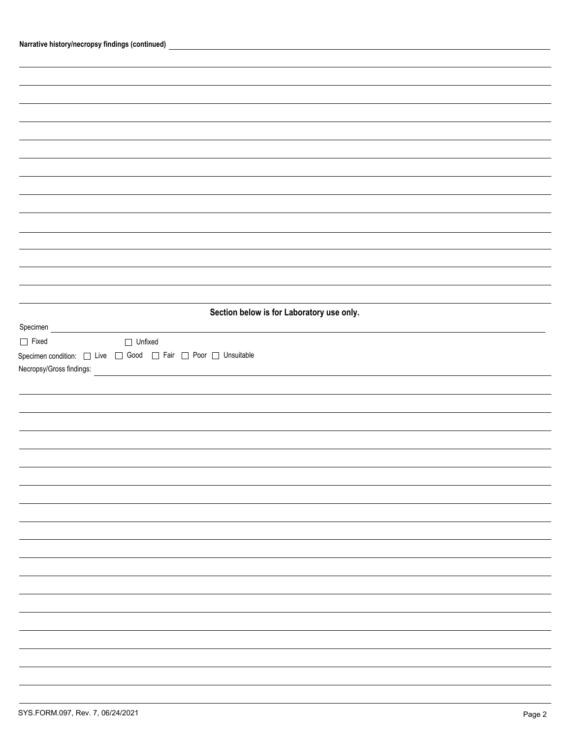**Narrative history/necropsy findings (continued)** \_\_\_\_\_\_\_\_\_\_\_\_\_\_\_\_\_\_\_\_\_\_\_\_\_\_\_\_\_\_\_\_\_\_\_\_\_\_\_\_

**Section below is for Laboratory use only.**

Specimen \_\_\_\_\_\_\_\_\_\_\_\_\_\_\_\_\_\_\_\_\_\_\_\_\_\_\_\_\_\_\_\_\_\_\_\_\_\_\_\_

☐ Fixed ☐ Unfixed

Specimen condition: ☐ Live ☐ Good ☐ Fair ☐ Poor ☐ Unsuitable

Necropsy/Gross findings: \_\_\_\_\_\_\_\_\_\_\_\_\_\_\_\_\_\_\_\_\_\_\_\_\_\_\_\_\_\_\_\_\_\_\_\_\_\_\_\_

SYS.FORM.097, Rev. 7, 06/24/2021